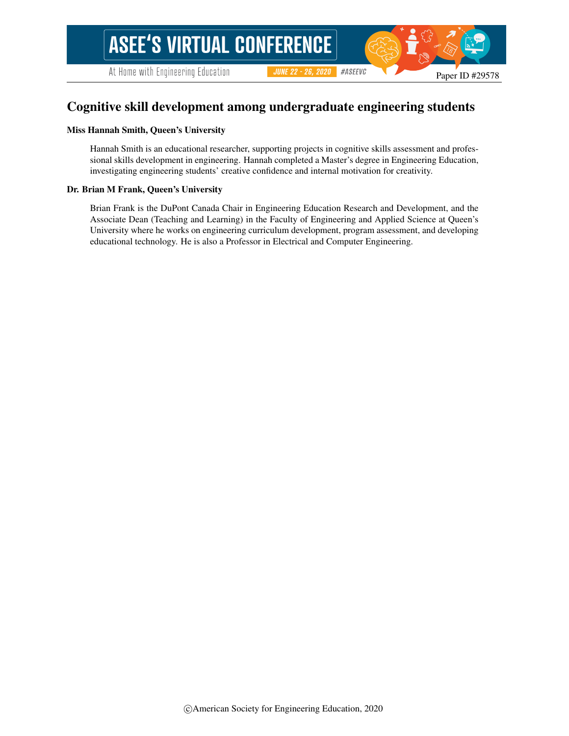# Cognitive skill development among undergraduate engineering students

**Miss Hannah Smith, Queen's University**

Hannah Smith is an educational researcher, supporting projects in cognitive skills assessment and professional skills development in engineering. Hannah completed a Master's degree in Engineering Education, investigating engineering students' creative confidence and internal motivation for creativity.

**Dr. Brian M Frank, Queen's University**

Brian Frank is the DuPont Canada Chair in Engineering Education Research and Development, and the Associate Dean (Teaching and Learning) in the Faculty of Engineering and Applied Science at Queen's University where he works on engineering curriculum development, program assessment, and developing educational technology. He is also a Professor in Electrical and Computer Engineering.

©American Society for Engineering Education, 2020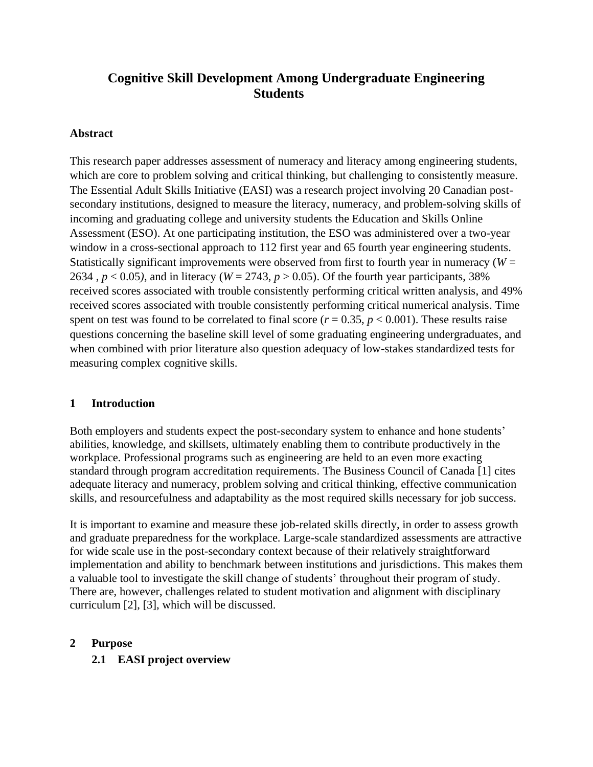# Cognitive Skill Development Among Undergraduate Engineering Students

## Abstract

This research paper addresses assessment of numeracy and literacy among engineering students, which are core to problem solving and critical thinking, but challenging to consistently measure. The Essential Adult Skills Initiative (EASI) was a research project involving 20 Canadian post-secondary institutions, designed to measure the literacy, numeracy, and problem-solving skills of incoming and graduating college and university students the Education and Skills Online Assessment (ESO). At one participating institution, the ESO was administered over a two-year window in a cross-sectional approach to 112 first year and 65 fourth year engineering students. Statistically significant improvements were observed from first to fourth year in numeracy ($W$ = 2634 , $p < 0.05$), and in literacy ($W$ = 2743, $p > 0.05$). Of the fourth year participants, 38% received scores associated with trouble consistently performing critical written analysis, and 49% received scores associated with trouble consistently performing critical numerical analysis. Time spent on test was found to be correlated to final score ($r = 0.35$, $p < 0.001$). These results raise questions concerning the baseline skill level of some graduating engineering undergraduates, and when combined with prior literature also question adequacy of low-stakes standardized tests for measuring complex cognitive skills.

## 1 Introduction

Both employers and students expect the post-secondary system to enhance and hone students' abilities, knowledge, and skillsets, ultimately enabling them to contribute productively in the workplace. Professional programs such as engineering are held to an even more exacting standard through program accreditation requirements. The Business Council of Canada [1] cites adequate literacy and numeracy, problem solving and critical thinking, effective communication skills, and resourcefulness and adaptability as the most required skills necessary for job success.

It is important to examine and measure these job-related skills directly, in order to assess growth and graduate preparedness for the workplace. Large-scale standardized assessments are attractive for wide scale use in the post-secondary context because of their relatively straightforward implementation and ability to benchmark between institutions and jurisdictions. This makes them a valuable tool to investigate the skill change of students' throughout their program of study. There are, however, challenges related to student motivation and alignment with disciplinary curriculum [2], [3], which will be discussed.

## 2 Purpose

### 2.1 EASI project overview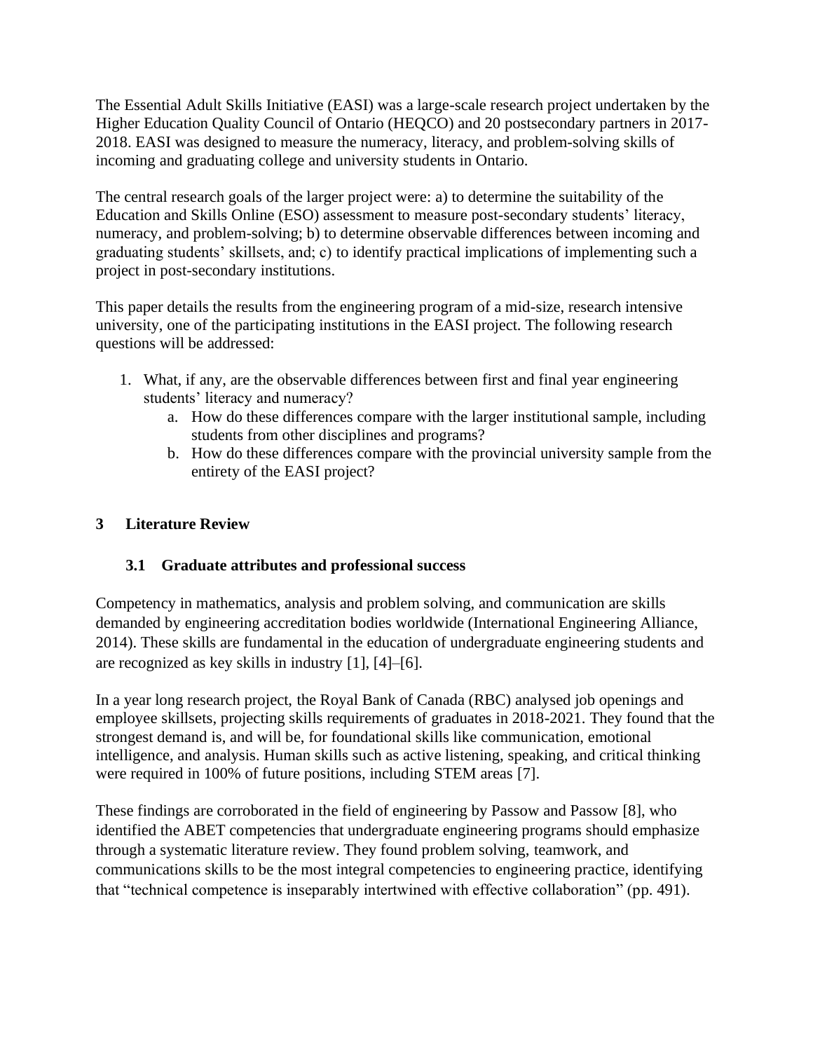The Essential Adult Skills Initiative (EASI) was a large-scale research project undertaken by the Higher Education Quality Council of Ontario (HEQCO) and 20 postsecondary partners in 2017-2018. EASI was designed to measure the numeracy, literacy, and problem-solving skills of incoming and graduating college and university students in Ontario.

The central research goals of the larger project were: a) to determine the suitability of the Education and Skills Online (ESO) assessment to measure post-secondary students' literacy, numeracy, and problem-solving; b) to determine observable differences between incoming and graduating students' skillsets, and; c) to identify practical implications of implementing such a project in post-secondary institutions.

This paper details the results from the engineering program of a mid-size, research intensive university, one of the participating institutions in the EASI project. The following research questions will be addressed:

1. What, if any, are the observable differences between first and final year engineering students' literacy and numeracy?
   a. How do these differences compare with the larger institutional sample, including students from other disciplines and programs?
   b. How do these differences compare with the provincial university sample from the entirety of the EASI project?

## 3 Literature Review

### 3.1 Graduate attributes and professional success

Competency in mathematics, analysis and problem solving, and communication are skills demanded by engineering accreditation bodies worldwide (International Engineering Alliance, 2014). These skills are fundamental in the education of undergraduate engineering students and are recognized as key skills in industry [1], [4]–[6].

In a year long research project, the Royal Bank of Canada (RBC) analysed job openings and employee skillsets, projecting skills requirements of graduates in 2018-2021. They found that the strongest demand is, and will be, for foundational skills like communication, emotional intelligence, and analysis. Human skills such as active listening, speaking, and critical thinking were required in 100% of future positions, including STEM areas [7].

These findings are corroborated in the field of engineering by Passow and Passow [8], who identified the ABET competencies that undergraduate engineering programs should emphasize through a systematic literature review. They found problem solving, teamwork, and communications skills to be the most integral competencies to engineering practice, identifying that "technical competence is inseparably intertwined with effective collaboration" (pp. 491).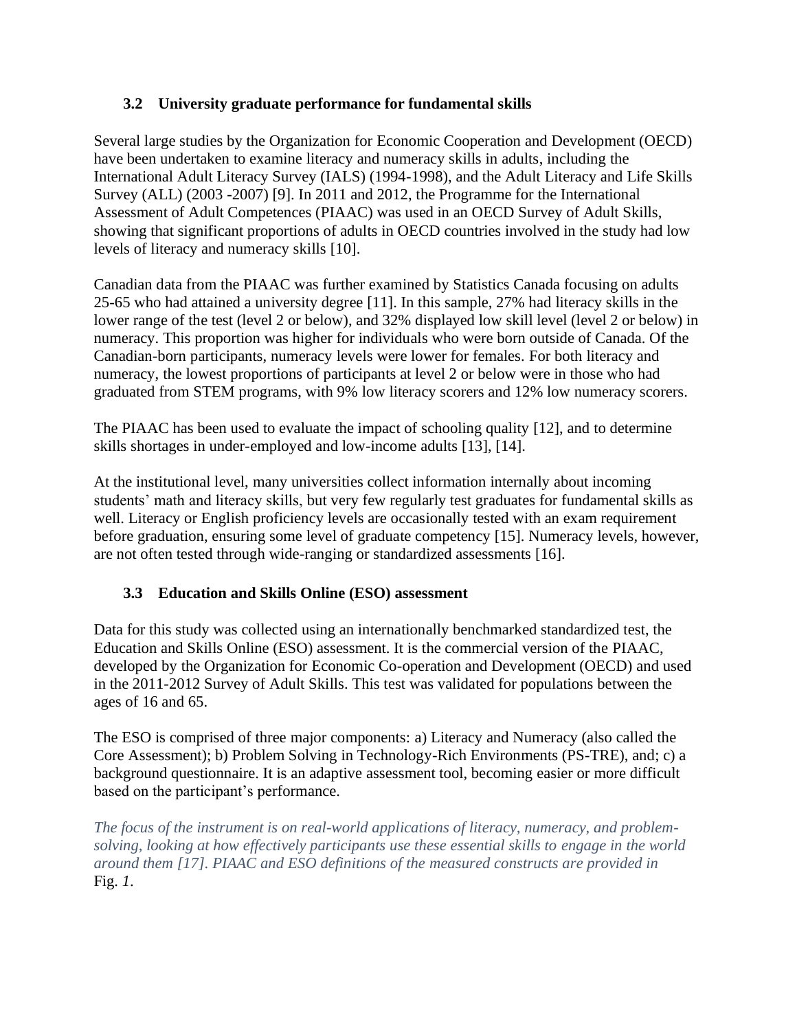### 3.2 University graduate performance for fundamental skills

Several large studies by the Organization for Economic Cooperation and Development (OECD) have been undertaken to examine literacy and numeracy skills in adults, including the International Adult Literacy Survey (IALS) (1994-1998), and the Adult Literacy and Life Skills Survey (ALL) (2003 -2007) [9]. In 2011 and 2012, the Programme for the International Assessment of Adult Competences (PIAAC) was used in an OECD Survey of Adult Skills, showing that significant proportions of adults in OECD countries involved in the study had low levels of literacy and numeracy skills [10].

Canadian data from the PIAAC was further examined by Statistics Canada focusing on adults 25-65 who had attained a university degree [11]. In this sample, 27% had literacy skills in the lower range of the test (level 2 or below), and 32% displayed low skill level (level 2 or below) in numeracy. This proportion was higher for individuals who were born outside of Canada. Of the Canadian-born participants, numeracy levels were lower for females. For both literacy and numeracy, the lowest proportions of participants at level 2 or below were in those who had graduated from STEM programs, with 9% low literacy scorers and 12% low numeracy scorers.

The PIAAC has been used to evaluate the impact of schooling quality [12], and to determine skills shortages in under-employed and low-income adults [13], [14].

At the institutional level, many universities collect information internally about incoming students' math and literacy skills, but very few regularly test graduates for fundamental skills as well. Literacy or English proficiency levels are occasionally tested with an exam requirement before graduation, ensuring some level of graduate competency [15]. Numeracy levels, however, are not often tested through wide-ranging or standardized assessments [16].

### 3.3 Education and Skills Online (ESO) assessment

Data for this study was collected using an internationally benchmarked standardized test, the Education and Skills Online (ESO) assessment. It is the commercial version of the PIAAC, developed by the Organization for Economic Co-operation and Development (OECD) and used in the 2011-2012 Survey of Adult Skills. This test was validated for populations between the ages of 16 and 65.

The ESO is comprised of three major components: a) Literacy and Numeracy (also called the Core Assessment); b) Problem Solving in Technology-Rich Environments (PS-TRE), and; c) a background questionnaire. It is an adaptive assessment tool, becoming easier or more difficult based on the participant's performance.

*The focus of the instrument is on real-world applications of literacy, numeracy, and problem-solving, looking at how effectively participants use these essential skills to engage in the world around them [17]. PIAAC and ESO definitions of the measured constructs are provided in* Fig. *1*.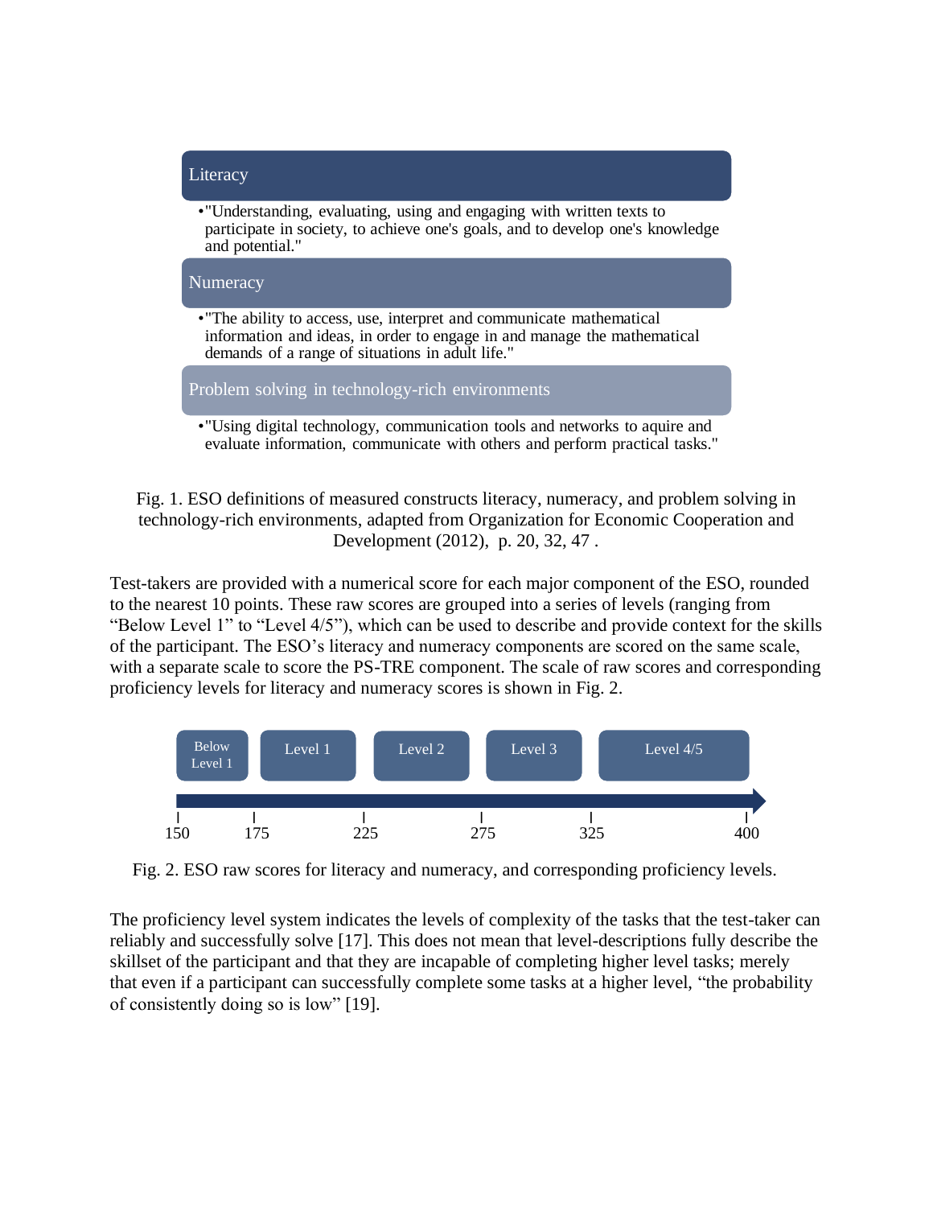Literacy

- "Understanding, evaluating, using and engaging with written texts to participate in society, to achieve one's goals, and to develop one's knowledge and potential."

Numeracy

- "The ability to access, use, interpret and communicate mathematical information and ideas, in order to engage in and manage the mathematical demands of a range of situations in adult life."

Problem solving in technology-rich environments

- "Using digital technology, communication tools and networks to aquire and evaluate information, communicate with others and perform practical tasks."

Fig. 1. ESO definitions of measured constructs literacy, numeracy, and problem solving in technology-rich environments, adapted from Organization for Economic Cooperation and Development (2012), p. 20, 32, 47 .

Test-takers are provided with a numerical score for each major component of the ESO, rounded to the nearest 10 points. These raw scores are grouped into a series of levels (ranging from "Below Level 1" to "Level 4/5"), which can be used to describe and provide context for the skills of the participant. The ESO's literacy and numeracy components are scored on the same scale, with a separate scale to score the PS-TRE component. The scale of raw scores and corresponding proficiency levels for literacy and numeracy scores is shown in Fig. 2.

| Below Level 1 | Level 1 | Level 2 | Level 3 | Level 4/5 |
|---|---|---|---|---|
| 150 – 175 | 175 – 225 | 225 – 275 | 275 – 325 | 325 – 400 |

Fig. 2. ESO raw scores for literacy and numeracy, and corresponding proficiency levels.

The proficiency level system indicates the levels of complexity of the tasks that the test-taker can reliably and successfully solve [17]. This does not mean that level-descriptions fully describe the skillset of the participant and that they are incapable of completing higher level tasks; merely that even if a participant can successfully complete some tasks at a higher level, "the probability of consistently doing so is low" [19].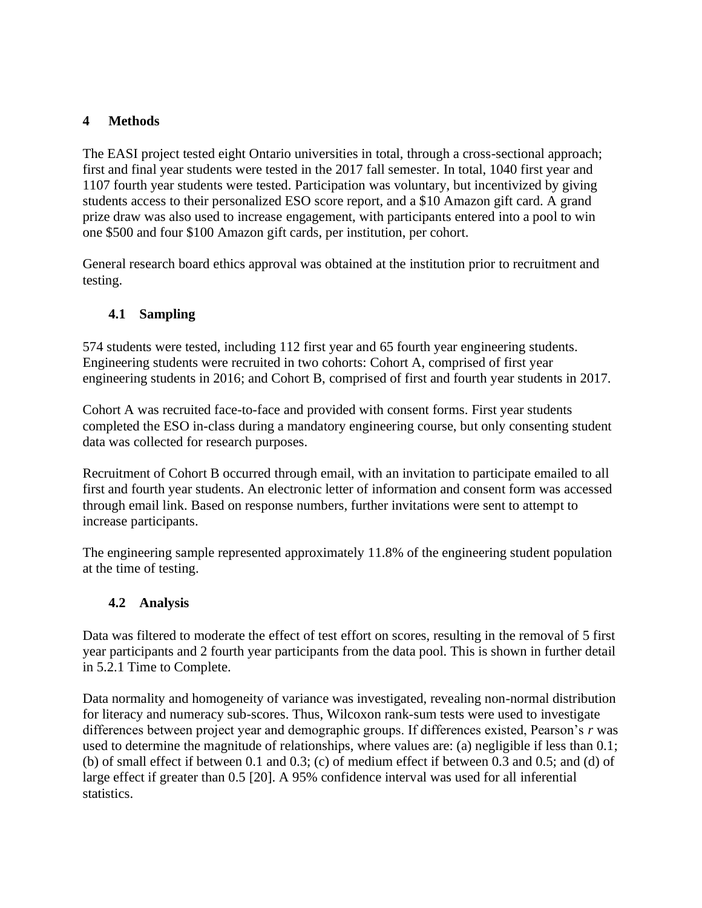# 4 Methods

The EASI project tested eight Ontario universities in total, through a cross-sectional approach; first and final year students were tested in the 2017 fall semester. In total, 1040 first year and 1107 fourth year students were tested. Participation was voluntary, but incentivized by giving students access to their personalized ESO score report, and a $10 Amazon gift card. A grand prize draw was also used to increase engagement, with participants entered into a pool to win one $500 and four $100 Amazon gift cards, per institution, per cohort.

General research board ethics approval was obtained at the institution prior to recruitment and testing.

## 4.1 Sampling

574 students were tested, including 112 first year and 65 fourth year engineering students. Engineering students were recruited in two cohorts: Cohort A, comprised of first year engineering students in 2016; and Cohort B, comprised of first and fourth year students in 2017.

Cohort A was recruited face-to-face and provided with consent forms. First year students completed the ESO in-class during a mandatory engineering course, but only consenting student data was collected for research purposes.

Recruitment of Cohort B occurred through email, with an invitation to participate emailed to all first and fourth year students. An electronic letter of information and consent form was accessed through email link. Based on response numbers, further invitations were sent to attempt to increase participants.

The engineering sample represented approximately 11.8% of the engineering student population at the time of testing.

## 4.2 Analysis

Data was filtered to moderate the effect of test effort on scores, resulting in the removal of 5 first year participants and 2 fourth year participants from the data pool. This is shown in further detail in 5.2.1 Time to Complete.

Data normality and homogeneity of variance was investigated, revealing non-normal distribution for literacy and numeracy sub-scores. Thus, Wilcoxon rank-sum tests were used to investigate differences between project year and demographic groups. If differences existed, Pearson's $r$ was used to determine the magnitude of relationships, where values are: (a) negligible if less than 0.1; (b) of small effect if between 0.1 and 0.3; (c) of medium effect if between 0.3 and 0.5; and (d) of large effect if greater than 0.5 [20]. A 95% confidence interval was used for all inferential statistics.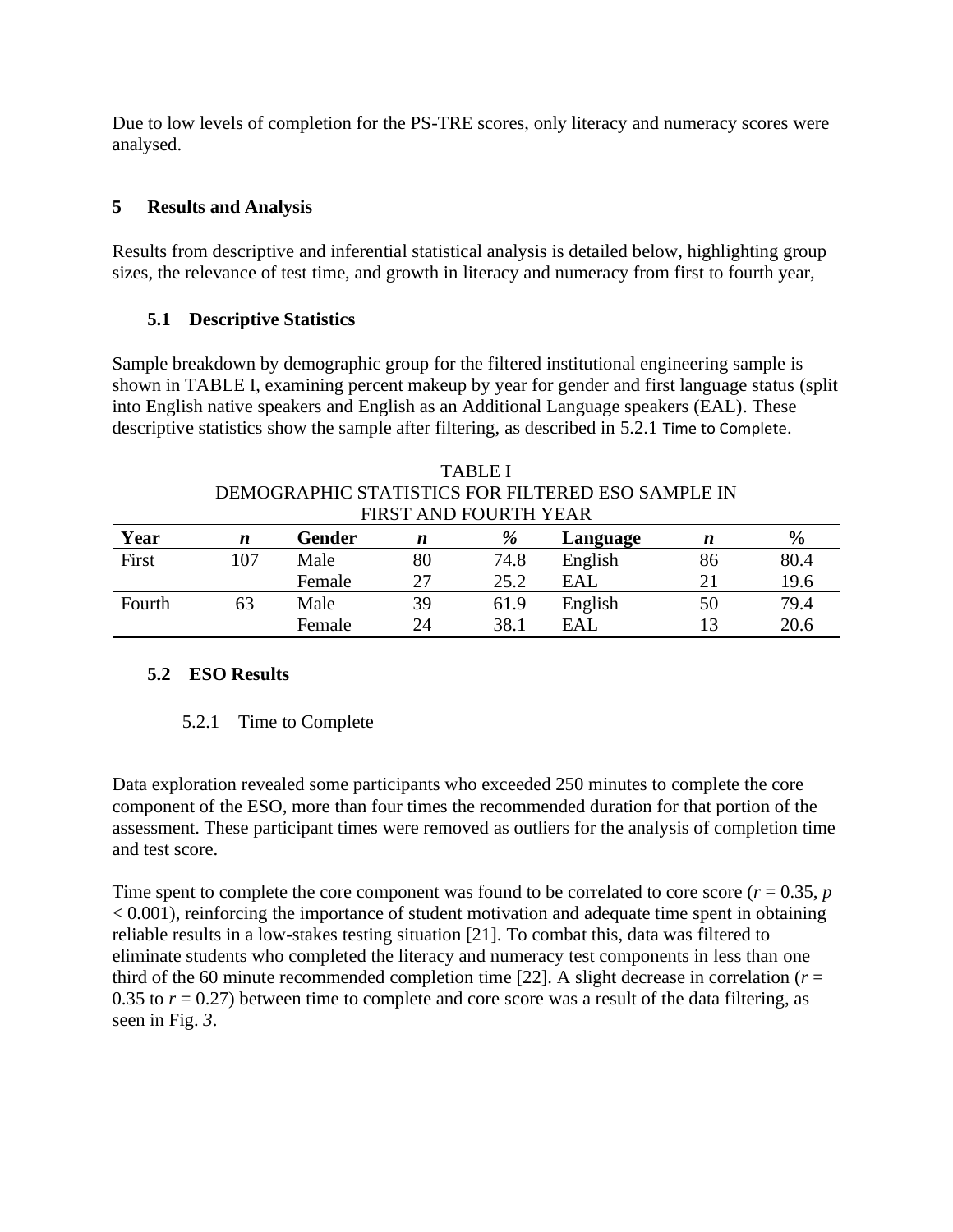Due to low levels of completion for the PS-TRE scores, only literacy and numeracy scores were analysed.

# 5 Results and Analysis

Results from descriptive and inferential statistical analysis is detailed below, highlighting group sizes, the relevance of test time, and growth in literacy and numeracy from first to fourth year,

## 5.1 Descriptive Statistics

Sample breakdown by demographic group for the filtered institutional engineering sample is shown in TABLE I, examining percent makeup by year for gender and first language status (split into English native speakers and English as an Additional Language speakers (EAL). These descriptive statistics show the sample after filtering, as described in 5.2.1 Time to Complete.

TABLE I
DEMOGRAPHIC STATISTICS FOR FILTERED ESO SAMPLE IN FIRST AND FOURTH YEAR

| Year | *n* | Gender | *n* | % | Language | *n* | % |
|---|---|---|---|---|---|---|---|
| First | 107 | Male | 80 | 74.8 | English | 86 | 80.4 |
| | | Female | 27 | 25.2 | EAL | 21 | 19.6 |
| Fourth | 63 | Male | 39 | 61.9 | English | 50 | 79.4 |
| | | Female | 24 | 38.1 | EAL | 13 | 20.6 |

## 5.2 ESO Results

### 5.2.1 Time to Complete

Data exploration revealed some participants who exceeded 250 minutes to complete the core component of the ESO, more than four times the recommended duration for that portion of the assessment. These participant times were removed as outliers for the analysis of completion time and test score.

Time spent to complete the core component was found to be correlated to core score ($r = 0.35$, $p < 0.001$), reinforcing the importance of student motivation and adequate time spent in obtaining reliable results in a low-stakes testing situation [21]. To combat this, data was filtered to eliminate students who completed the literacy and numeracy test components in less than one third of the 60 minute recommended completion time [22]. A slight decrease in correlation ($r = 0.35$ to $r = 0.27$) between time to complete and core score was a result of the data filtering, as seen in Fig. *3*.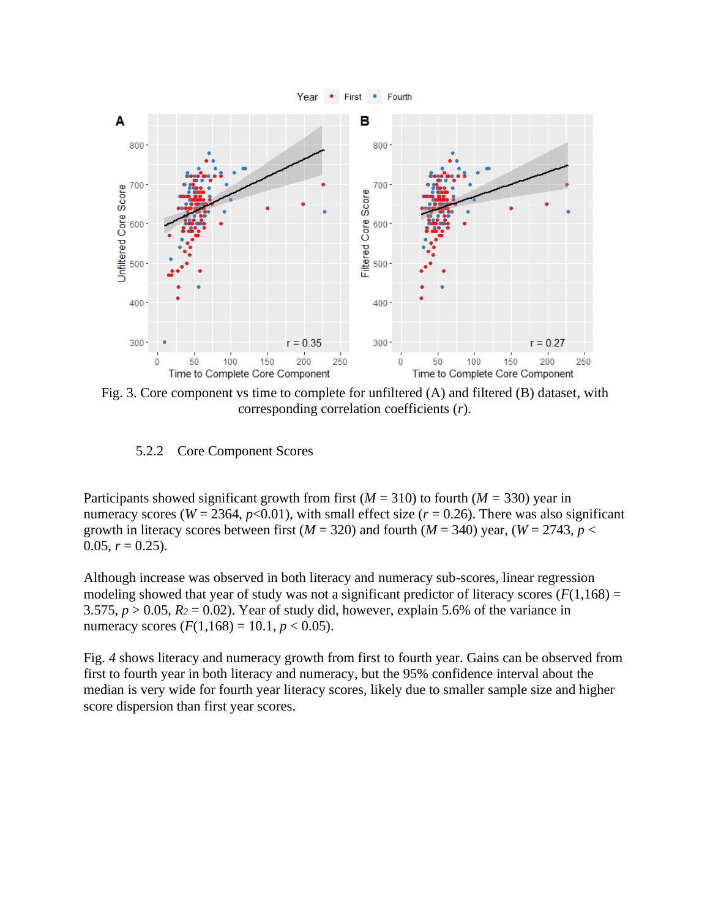Fig. 3. Core component vs time to complete for unfiltered (A) and filtered (B) dataset, with corresponding correlation coefficients (*r*).

### 5.2.2 Core Component Scores

Participants showed significant growth from first ($M$ = 310) to fourth ($M$ = 330) year in numeracy scores ($W$ = 2364, $p<0.01$), with small effect size ($r$ = 0.26). There was also significant growth in literacy scores between first ($M$ = 320) and fourth ($M$ = 340) year, ($W$ = 2743, $p < 0.05$, $r$ = 0.25).

Although increase was observed in both literacy and numeracy sub-scores, linear regression modeling showed that year of study was not a significant predictor of literacy scores ($F(1,168)$ = 3.575, $p > 0.05$, $R_2$ = 0.02). Year of study did, however, explain 5.6% of the variance in numeracy scores ($F(1,168)$ = 10.1, $p < 0.05$).

Fig. *4* shows literacy and numeracy growth from first to fourth year. Gains can be observed from first to fourth year in both literacy and numeracy, but the 95% confidence interval about the median is very wide for fourth year literacy scores, likely due to smaller sample size and higher score dispersion than first year scores.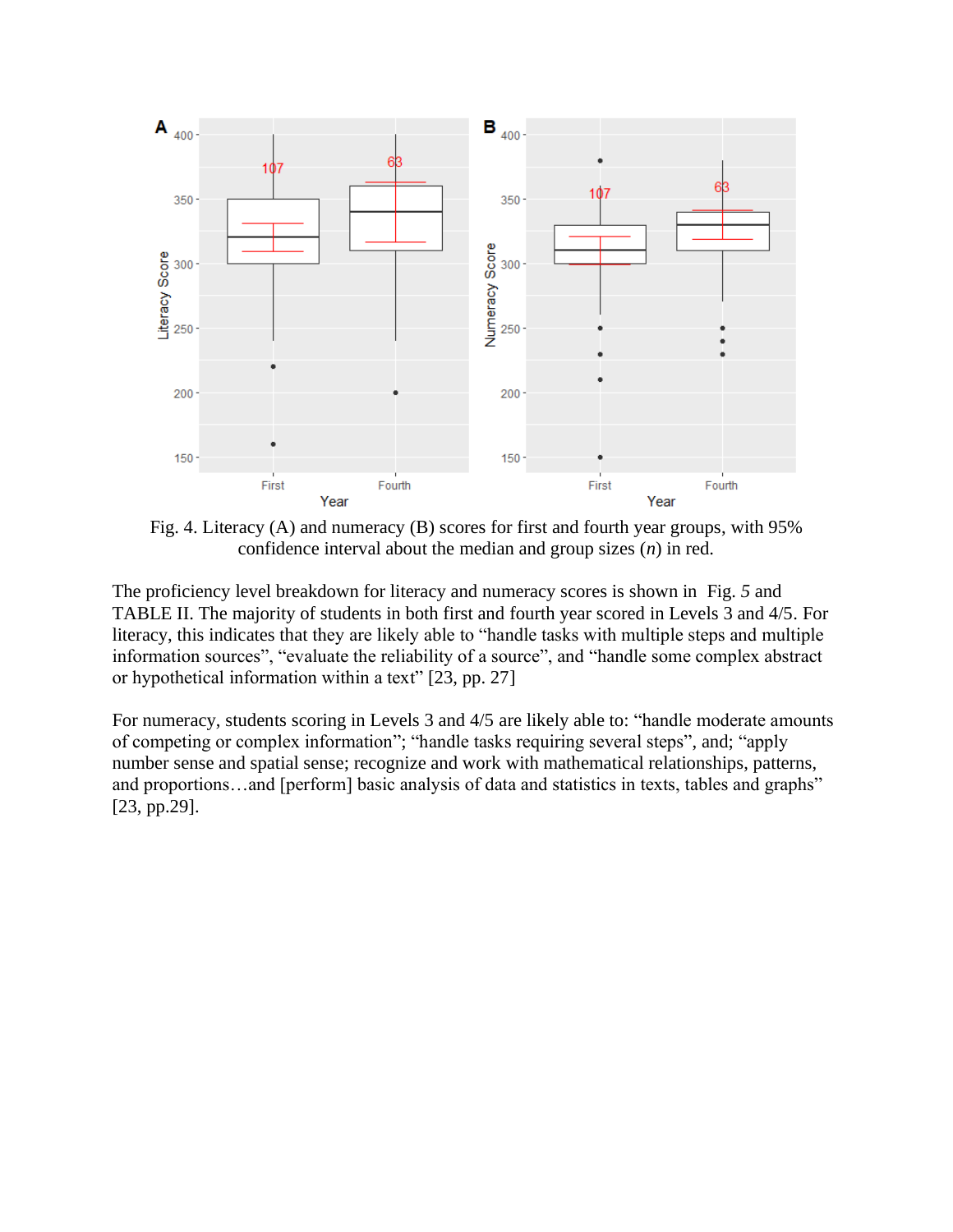Fig. 4. Literacy (A) and numeracy (B) scores for first and fourth year groups, with 95% confidence interval about the median and group sizes ($n$) in red.

The proficiency level breakdown for literacy and numeracy scores is shown in Fig. 5 and TABLE II. The majority of students in both first and fourth year scored in Levels 3 and 4/5. For literacy, this indicates that they are likely able to "handle tasks with multiple steps and multiple information sources", "evaluate the reliability of a source", and "handle some complex abstract or hypothetical information within a text" [23, pp. 27]

For numeracy, students scoring in Levels 3 and 4/5 are likely able to: "handle moderate amounts of competing or complex information"; "handle tasks requiring several steps", and; "apply number sense and spatial sense; recognize and work with mathematical relationships, patterns, and proportions…and [perform] basic analysis of data and statistics in texts, tables and graphs" [23, pp.29].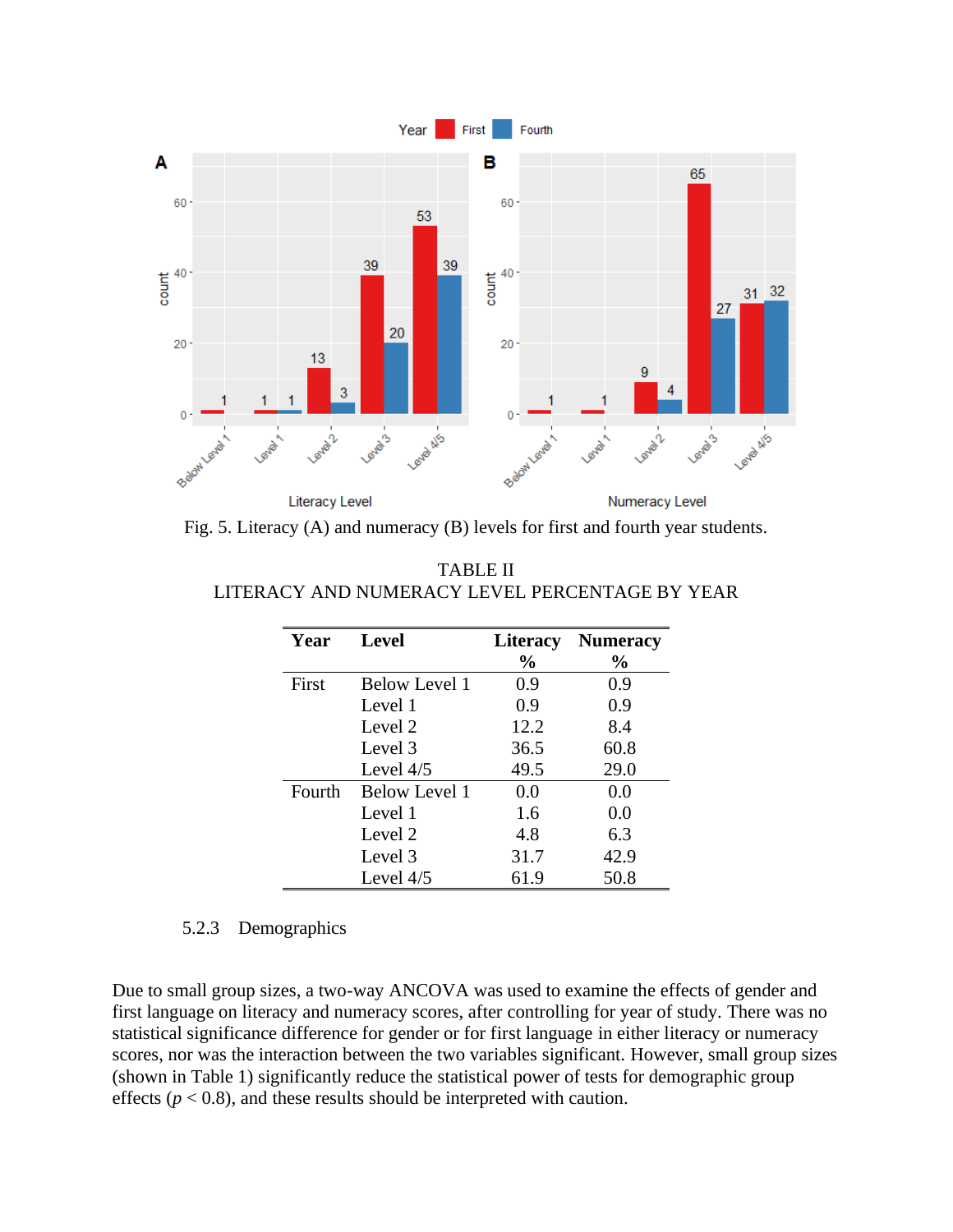Fig. 5. Literacy (A) and numeracy (B) levels for first and fourth year students.

TABLE II
LITERACY AND NUMERACY LEVEL PERCENTAGE BY YEAR

| Year | Level | Literacy % | Numeracy % |
|---|---|---|---|
| First | Below Level 1 | 0.9 | 0.9 |
| | Level 1 | 0.9 | 0.9 |
| | Level 2 | 12.2 | 8.4 |
| | Level 3 | 36.5 | 60.8 |
| | Level 4/5 | 49.5 | 29.0 |
| Fourth | Below Level 1 | 0.0 | 0.0 |
| | Level 1 | 1.6 | 0.0 |
| | Level 2 | 4.8 | 6.3 |
| | Level 3 | 31.7 | 42.9 |
| | Level 4/5 | 61.9 | 50.8 |

#### 5.2.3 Demographics

Due to small group sizes, a two-way ANCOVA was used to examine the effects of gender and first language on literacy and numeracy scores, after controlling for year of study. There was no statistical significance difference for gender or for first language in either literacy or numeracy scores, nor was the interaction between the two variables significant. However, small group sizes (shown in Table 1) significantly reduce the statistical power of tests for demographic group effects ($p < 0.8$), and these results should be interpreted with caution.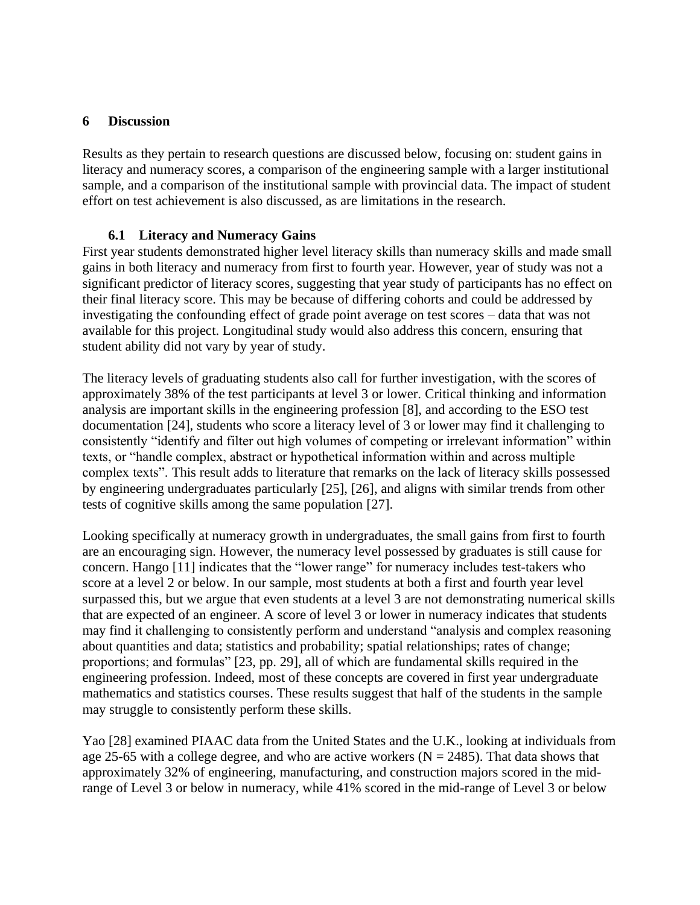## 6 Discussion

Results as they pertain to research questions are discussed below, focusing on: student gains in literacy and numeracy scores, a comparison of the engineering sample with a larger institutional sample, and a comparison of the institutional sample with provincial data. The impact of student effort on test achievement is also discussed, as are limitations in the research.

### 6.1 Literacy and Numeracy Gains

First year students demonstrated higher level literacy skills than numeracy skills and made small gains in both literacy and numeracy from first to fourth year. However, year of study was not a significant predictor of literacy scores, suggesting that year study of participants has no effect on their final literacy score. This may be because of differing cohorts and could be addressed by investigating the confounding effect of grade point average on test scores – data that was not available for this project. Longitudinal study would also address this concern, ensuring that student ability did not vary by year of study.

The literacy levels of graduating students also call for further investigation, with the scores of approximately 38% of the test participants at level 3 or lower. Critical thinking and information analysis are important skills in the engineering profession [8], and according to the ESO test documentation [24], students who score a literacy level of 3 or lower may find it challenging to consistently "identify and filter out high volumes of competing or irrelevant information" within texts, or "handle complex, abstract or hypothetical information within and across multiple complex texts". This result adds to literature that remarks on the lack of literacy skills possessed by engineering undergraduates particularly [25], [26], and aligns with similar trends from other tests of cognitive skills among the same population [27].

Looking specifically at numeracy growth in undergraduates, the small gains from first to fourth are an encouraging sign. However, the numeracy level possessed by graduates is still cause for concern. Hango [11] indicates that the "lower range" for numeracy includes test-takers who score at a level 2 or below. In our sample, most students at both a first and fourth year level surpassed this, but we argue that even students at a level 3 are not demonstrating numerical skills that are expected of an engineer. A score of level 3 or lower in numeracy indicates that students may find it challenging to consistently perform and understand "analysis and complex reasoning about quantities and data; statistics and probability; spatial relationships; rates of change; proportions; and formulas" [23, pp. 29], all of which are fundamental skills required in the engineering profession. Indeed, most of these concepts are covered in first year undergraduate mathematics and statistics courses. These results suggest that half of the students in the sample may struggle to consistently perform these skills.

Yao [28] examined PIAAC data from the United States and the U.K., looking at individuals from age 25-65 with a college degree, and who are active workers (N = 2485). That data shows that approximately 32% of engineering, manufacturing, and construction majors scored in the mid-range of Level 3 or below in numeracy, while 41% scored in the mid-range of Level 3 or below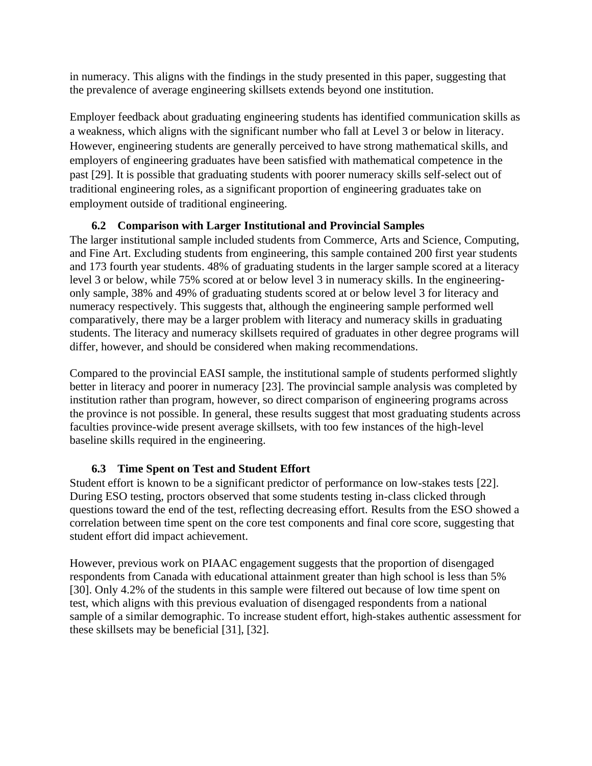in numeracy. This aligns with the findings in the study presented in this paper, suggesting that the prevalence of average engineering skillsets extends beyond one institution.

Employer feedback about graduating engineering students has identified communication skills as a weakness, which aligns with the significant number who fall at Level 3 or below in literacy. However, engineering students are generally perceived to have strong mathematical skills, and employers of engineering graduates have been satisfied with mathematical competence in the past [29]. It is possible that graduating students with poorer numeracy skills self-select out of traditional engineering roles, as a significant proportion of engineering graduates take on employment outside of traditional engineering.

### 6.2 Comparison with Larger Institutional and Provincial Samples

The larger institutional sample included students from Commerce, Arts and Science, Computing, and Fine Art. Excluding students from engineering, this sample contained 200 first year students and 173 fourth year students. 48% of graduating students in the larger sample scored at a literacy level 3 or below, while 75% scored at or below level 3 in numeracy skills. In the engineering-only sample, 38% and 49% of graduating students scored at or below level 3 for literacy and numeracy respectively. This suggests that, although the engineering sample performed well comparatively, there may be a larger problem with literacy and numeracy skills in graduating students. The literacy and numeracy skillsets required of graduates in other degree programs will differ, however, and should be considered when making recommendations.

Compared to the provincial EASI sample, the institutional sample of students performed slightly better in literacy and poorer in numeracy [23]. The provincial sample analysis was completed by institution rather than program, however, so direct comparison of engineering programs across the province is not possible. In general, these results suggest that most graduating students across faculties province-wide present average skillsets, with too few instances of the high-level baseline skills required in the engineering.

### 6.3 Time Spent on Test and Student Effort

Student effort is known to be a significant predictor of performance on low-stakes tests [22]. During ESO testing, proctors observed that some students testing in-class clicked through questions toward the end of the test, reflecting decreasing effort. Results from the ESO showed a correlation between time spent on the core test components and final core score, suggesting that student effort did impact achievement.

However, previous work on PIAAC engagement suggests that the proportion of disengaged respondents from Canada with educational attainment greater than high school is less than 5% [30]. Only 4.2% of the students in this sample were filtered out because of low time spent on test, which aligns with this previous evaluation of disengaged respondents from a national sample of a similar demographic. To increase student effort, high-stakes authentic assessment for these skillsets may be beneficial [31], [32].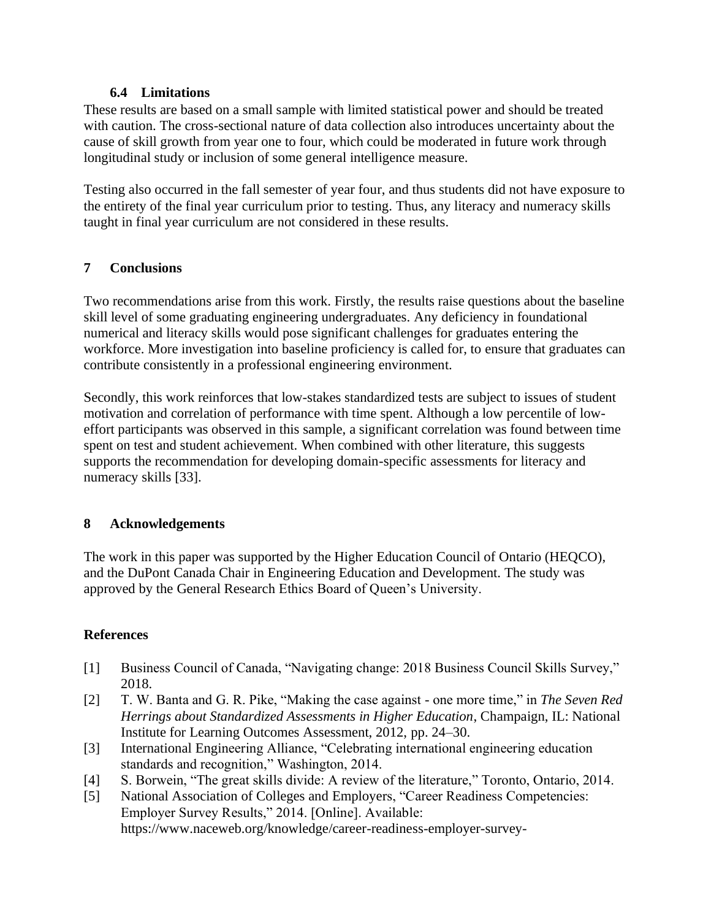### 6.4 Limitations

These results are based on a small sample with limited statistical power and should be treated with caution. The cross-sectional nature of data collection also introduces uncertainty about the cause of skill growth from year one to four, which could be moderated in future work through longitudinal study or inclusion of some general intelligence measure.

Testing also occurred in the fall semester of year four, and thus students did not have exposure to the entirety of the final year curriculum prior to testing. Thus, any literacy and numeracy skills taught in final year curriculum are not considered in these results.

## 7 Conclusions

Two recommendations arise from this work. Firstly, the results raise questions about the baseline skill level of some graduating engineering undergraduates. Any deficiency in foundational numerical and literacy skills would pose significant challenges for graduates entering the workforce. More investigation into baseline proficiency is called for, to ensure that graduates can contribute consistently in a professional engineering environment.

Secondly, this work reinforces that low-stakes standardized tests are subject to issues of student motivation and correlation of performance with time spent. Although a low percentile of low-effort participants was observed in this sample, a significant correlation was found between time spent on test and student achievement. When combined with other literature, this suggests supports the recommendation for developing domain-specific assessments for literacy and numeracy skills [33].

## 8 Acknowledgements

The work in this paper was supported by the Higher Education Council of Ontario (HEQCO), and the DuPont Canada Chair in Engineering Education and Development. The study was approved by the General Research Ethics Board of Queen's University.

### References

[1] Business Council of Canada, "Navigating change: 2018 Business Council Skills Survey," 2018.

[2] T. W. Banta and G. R. Pike, "Making the case against - one more time," in *The Seven Red Herrings about Standardized Assessments in Higher Education*, Champaign, IL: National Institute for Learning Outcomes Assessment, 2012, pp. 24–30.

[3] International Engineering Alliance, "Celebrating international engineering education standards and recognition," Washington, 2014.

[4] S. Borwein, "The great skills divide: A review of the literature," Toronto, Ontario, 2014.

[5] National Association of Colleges and Employers, "Career Readiness Competencies: Employer Survey Results," 2014. [Online]. Available: https://www.naceweb.org/knowledge/career-readiness-employer-survey-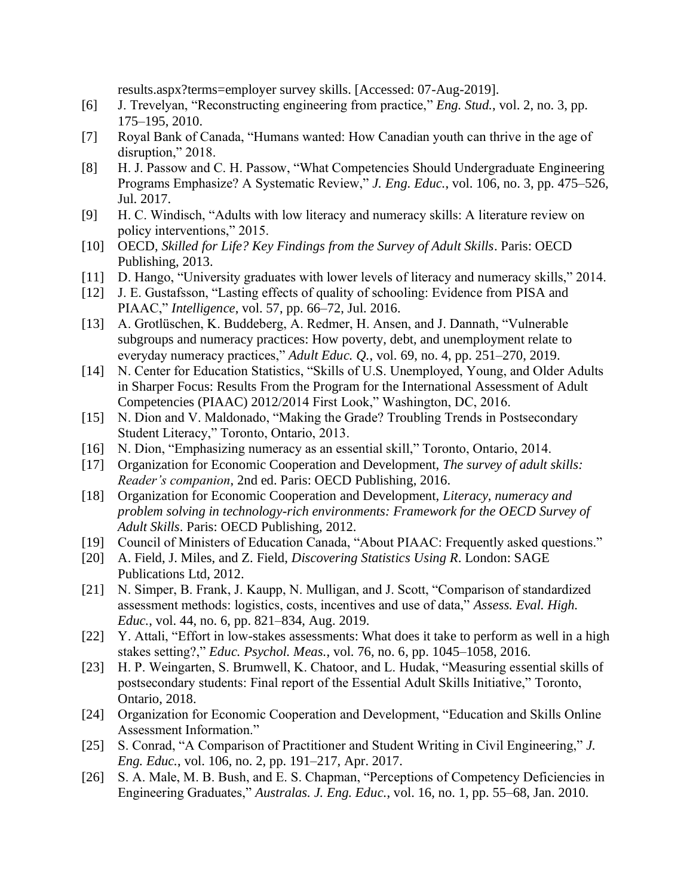results.aspx?terms=employer survey skills. [Accessed: 07-Aug-2019].

[6] J. Trevelyan, "Reconstructing engineering from practice," *Eng. Stud.*, vol. 2, no. 3, pp. 175–195, 2010.

[7] Royal Bank of Canada, "Humans wanted: How Canadian youth can thrive in the age of disruption," 2018.

[8] H. J. Passow and C. H. Passow, "What Competencies Should Undergraduate Engineering Programs Emphasize? A Systematic Review," *J. Eng. Educ.*, vol. 106, no. 3, pp. 475–526, Jul. 2017.

[9] H. C. Windisch, "Adults with low literacy and numeracy skills: A literature review on policy interventions," 2015.

[10] OECD, *Skilled for Life? Key Findings from the Survey of Adult Skills*. Paris: OECD Publishing, 2013.

[11] D. Hango, "University graduates with lower levels of literacy and numeracy skills," 2014.

[12] J. E. Gustafsson, "Lasting effects of quality of schooling: Evidence from PISA and PIAAC," *Intelligence*, vol. 57, pp. 66–72, Jul. 2016.

[13] A. Grotlüschen, K. Buddeberg, A. Redmer, H. Ansen, and J. Dannath, "Vulnerable subgroups and numeracy practices: How poverty, debt, and unemployment relate to everyday numeracy practices," *Adult Educ. Q.*, vol. 69, no. 4, pp. 251–270, 2019.

[14] N. Center for Education Statistics, "Skills of U.S. Unemployed, Young, and Older Adults in Sharper Focus: Results From the Program for the International Assessment of Adult Competencies (PIAAC) 2012/2014 First Look," Washington, DC, 2016.

[15] N. Dion and V. Maldonado, "Making the Grade? Troubling Trends in Postsecondary Student Literacy," Toronto, Ontario, 2013.

[16] N. Dion, "Emphasizing numeracy as an essential skill," Toronto, Ontario, 2014.

[17] Organization for Economic Cooperation and Development, *The survey of adult skills: Reader's companion*, 2nd ed. Paris: OECD Publishing, 2016.

[18] Organization for Economic Cooperation and Development, *Literacy, numeracy and problem solving in technology-rich environments: Framework for the OECD Survey of Adult Skills*. Paris: OECD Publishing, 2012.

[19] Council of Ministers of Education Canada, "About PIAAC: Frequently asked questions."

[20] A. Field, J. Miles, and Z. Field, *Discovering Statistics Using R*. London: SAGE Publications Ltd, 2012.

[21] N. Simper, B. Frank, J. Kaupp, N. Mulligan, and J. Scott, "Comparison of standardized assessment methods: logistics, costs, incentives and use of data," *Assess. Eval. High. Educ.*, vol. 44, no. 6, pp. 821–834, Aug. 2019.

[22] Y. Attali, "Effort in low-stakes assessments: What does it take to perform as well in a high stakes setting?," *Educ. Psychol. Meas.*, vol. 76, no. 6, pp. 1045–1058, 2016.

[23] H. P. Weingarten, S. Brumwell, K. Chatoor, and L. Hudak, "Measuring essential skills of postsecondary students: Final report of the Essential Adult Skills Initiative," Toronto, Ontario, 2018.

[24] Organization for Economic Cooperation and Development, "Education and Skills Online Assessment Information."

[25] S. Conrad, "A Comparison of Practitioner and Student Writing in Civil Engineering," *J. Eng. Educ.*, vol. 106, no. 2, pp. 191–217, Apr. 2017.

[26] S. A. Male, M. B. Bush, and E. S. Chapman, "Perceptions of Competency Deficiencies in Engineering Graduates," *Australas. J. Eng. Educ.*, vol. 16, no. 1, pp. 55–68, Jan. 2010.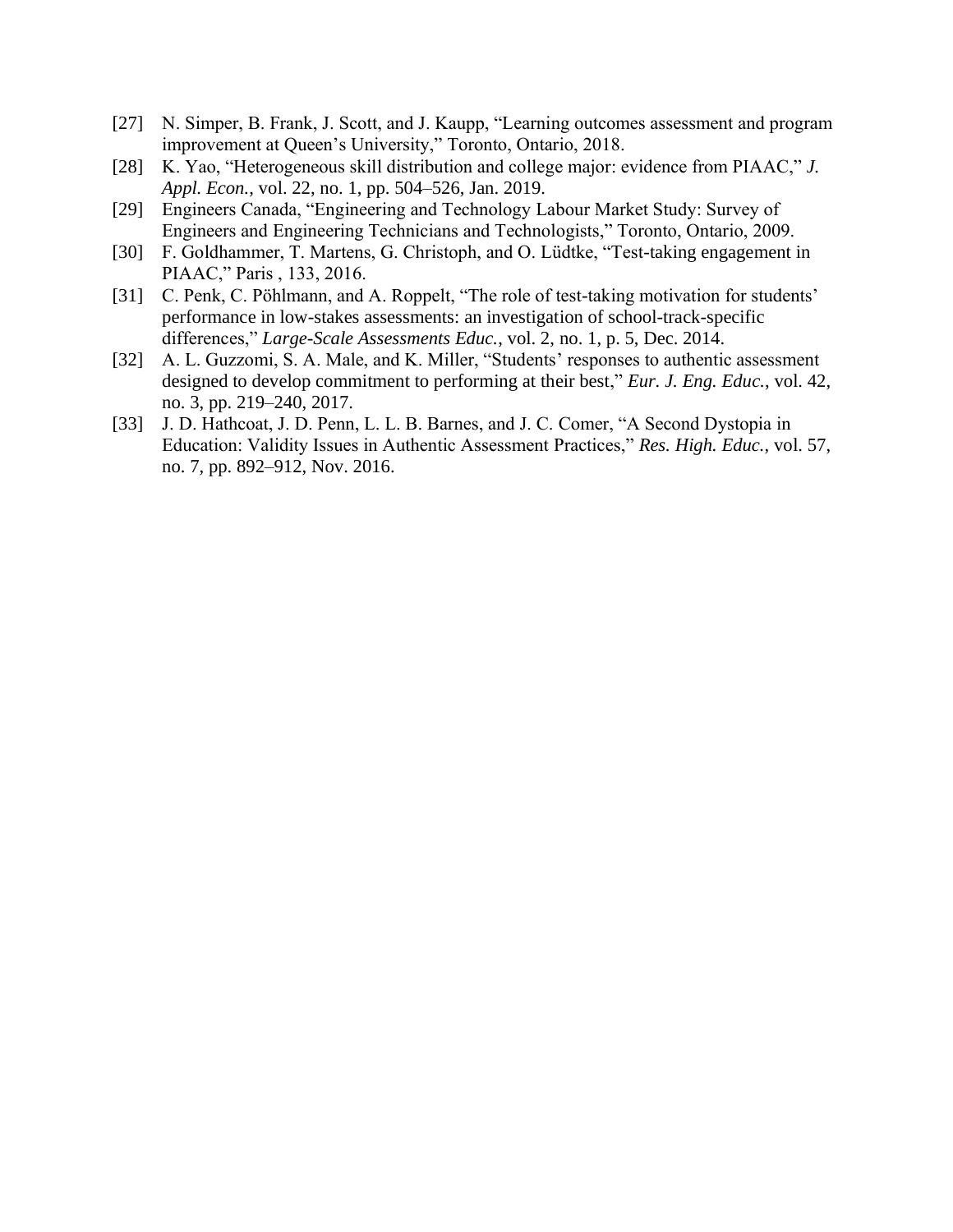[27] N. Simper, B. Frank, J. Scott, and J. Kaupp, "Learning outcomes assessment and program improvement at Queen's University," Toronto, Ontario, 2018.

[28] K. Yao, "Heterogeneous skill distribution and college major: evidence from PIAAC," *J. Appl. Econ.*, vol. 22, no. 1, pp. 504–526, Jan. 2019.

[29] Engineers Canada, "Engineering and Technology Labour Market Study: Survey of Engineers and Engineering Technicians and Technologists," Toronto, Ontario, 2009.

[30] F. Goldhammer, T. Martens, G. Christoph, and O. Lüdtke, "Test-taking engagement in PIAAC," Paris , 133, 2016.

[31] C. Penk, C. Pöhlmann, and A. Roppelt, "The role of test-taking motivation for students' performance in low-stakes assessments: an investigation of school-track-specific differences," *Large-Scale Assessments Educ.*, vol. 2, no. 1, p. 5, Dec. 2014.

[32] A. L. Guzzomi, S. A. Male, and K. Miller, "Students' responses to authentic assessment designed to develop commitment to performing at their best," *Eur. J. Eng. Educ.*, vol. 42, no. 3, pp. 219–240, 2017.

[33] J. D. Hathcoat, J. D. Penn, L. L. B. Barnes, and J. C. Comer, "A Second Dystopia in Education: Validity Issues in Authentic Assessment Practices," *Res. High. Educ.*, vol. 57, no. 7, pp. 892–912, Nov. 2016.